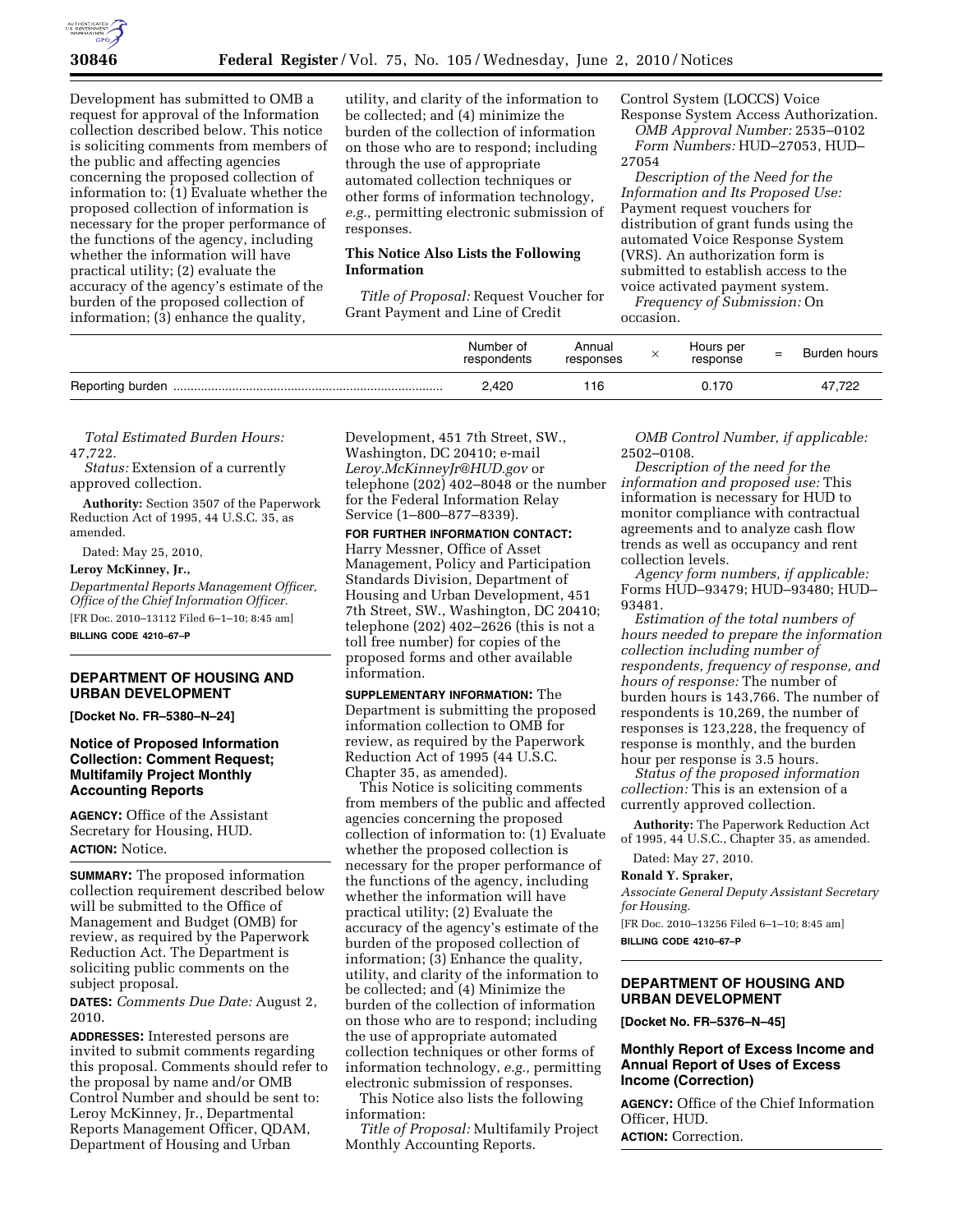Development has submitted to OMB a request for approval of the Information collection described below. This notice is soliciting comments from members of the public and affecting agencies concerning the proposed collection of information to: (1) Evaluate whether the proposed collection of information is necessary for the proper performance of the functions of the agency, including whether the information will have practical utility; (2) evaluate the accuracy of the agency's estimate of the burden of the proposed collection of information; (3) enhance the quality, utility, and clarity of the information to be collected; and (4) minimize the burden of the collection of information on those who are to respond; including through the use of appropriate automated collection techniques or other forms of information technology, *e.g.,* permitting electronic submission of responses.

**This Notice Also Lists the Following Information**

*Title of Proposal:* Request Voucher for Grant Payment and Line of Credit Control System (LOCCS) Voice Response System Access Authorization.

*OMB Approval Number:* 2535–0102

*Form Numbers:* HUD–27053, HUD–27054

*Description of the Need for the Information and Its Proposed Use:* Payment request vouchers for distribution of grant funds using the automated Voice Response System (VRS). An authorization form is submitted to establish access to the voice activated payment system.

*Frequency of Submission:* On occasion.

| | Number of respondents | Annual responses | × | Hours per response | = | Burden hours |
|---|---|---|---|---|---|---|
| Reporting burden | 2,420 | 116 | | 0.170 | | 47,722 |

*Total Estimated Burden Hours:* 47,722.

*Status:* Extension of a currently approved collection.

**Authority:** Section 3507 of the Paperwork Reduction Act of 1995, 44 U.S.C. 35, as amended.

Dated: May 25, 2010,

**Leroy McKinney, Jr.,**

*Departmental Reports Management Officer, Office of the Chief Information Officer.*

[FR Doc. 2010–13112 Filed 6–1–10; 8:45 am]

**BILLING CODE 4210–67–P**

## DEPARTMENT OF HOUSING AND URBAN DEVELOPMENT

**[Docket No. FR–5380–N–24]**

### Notice of Proposed Information Collection: Comment Request; Multifamily Project Monthly Accounting Reports

**AGENCY:** Office of the Assistant Secretary for Housing, HUD.

**ACTION:** Notice.

**SUMMARY:** The proposed information collection requirement described below will be submitted to the Office of Management and Budget (OMB) for review, as required by the Paperwork Reduction Act. The Department is soliciting public comments on the subject proposal.

**DATES:** *Comments Due Date:* August 2, 2010.

**ADDRESSES:** Interested persons are invited to submit comments regarding this proposal. Comments should refer to the proposal by name and/or OMB Control Number and should be sent to: Leroy McKinney, Jr., Departmental Reports Management Officer, QDAM, Department of Housing and Urban Development, 451 7th Street, SW., Washington, DC 20410; e-mail *Leroy.McKinneyJr@HUD.gov* or telephone (202) 402–8048 or the number for the Federal Information Relay Service (1–800–877–8339).

**FOR FURTHER INFORMATION CONTACT:** Harry Messner, Office of Asset Management, Policy and Participation Standards Division, Department of Housing and Urban Development, 451 7th Street, SW., Washington, DC 20410; telephone (202) 402–2626 (this is not a toll free number) for copies of the proposed forms and other available information.

**SUPPLEMENTARY INFORMATION:** The Department is submitting the proposed information collection to OMB for review, as required by the Paperwork Reduction Act of 1995 (44 U.S.C. Chapter 35, as amended).

This Notice is soliciting comments from members of the public and affected agencies concerning the proposed collection of information to: (1) Evaluate whether the proposed collection is necessary for the proper performance of the functions of the agency, including whether the information will have practical utility; (2) Evaluate the accuracy of the agency's estimate of the burden of the proposed collection of information; (3) Enhance the quality, utility, and clarity of the information to be collected; and (4) Minimize the burden of the collection of information on those who are to respond; including the use of appropriate automated collection techniques or other forms of information technology, *e.g.,* permitting electronic submission of responses.

This Notice also lists the following information:

*Title of Proposal:* Multifamily Project Monthly Accounting Reports.

*OMB Control Number, if applicable:* 2502–0108.

*Description of the need for the information and proposed use:* This information is necessary for HUD to monitor compliance with contractual agreements and to analyze cash flow trends as well as occupancy and rent collection levels.

*Agency form numbers, if applicable:* Forms HUD–93479; HUD–93480; HUD–93481.

*Estimation of the total numbers of hours needed to prepare the information collection including number of respondents, frequency of response, and hours of response:* The number of burden hours is 143,766. The number of respondents is 10,269, the number of responses is 123,228, the frequency of response is monthly, and the burden hour per response is 3.5 hours.

*Status of the proposed information collection:* This is an extension of a currently approved collection.

**Authority:** The Paperwork Reduction Act of 1995, 44 U.S.C., Chapter 35, as amended.

Dated: May 27, 2010.

**Ronald Y. Spraker,**

*Associate General Deputy Assistant Secretary for Housing.*

[FR Doc. 2010–13256 Filed 6–1–10; 8:45 am]

**BILLING CODE 4210–67–P**

## DEPARTMENT OF HOUSING AND URBAN DEVELOPMENT

**[Docket No. FR–5376–N–45]**

### Monthly Report of Excess Income and Annual Report of Uses of Excess Income (Correction)

**AGENCY:** Office of the Chief Information Officer, HUD.

**ACTION:** Correction.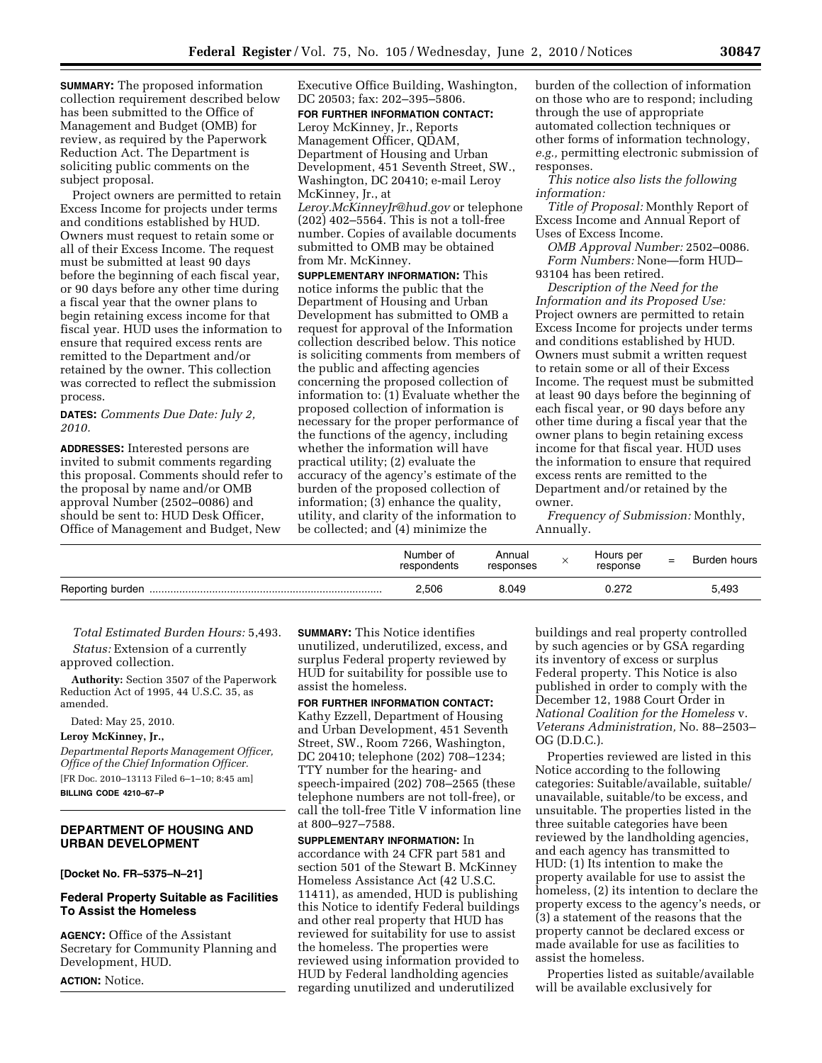**SUMMARY:** The proposed information collection requirement described below has been submitted to the Office of Management and Budget (OMB) for review, as required by the Paperwork Reduction Act. The Department is soliciting public comments on the subject proposal.

Project owners are permitted to retain Excess Income for projects under terms and conditions established by HUD. Owners must request to retain some or all of their Excess Income. The request must be submitted at least 90 days before the beginning of each fiscal year, or 90 days before any other time during a fiscal year that the owner plans to begin retaining excess income for that fiscal year. HUD uses the information to ensure that required excess rents are remitted to the Department and/or retained by the owner. This collection was corrected to reflect the submission process.

**DATES:** *Comments Due Date: July 2, 2010.*

**ADDRESSES:** Interested persons are invited to submit comments regarding this proposal. Comments should refer to the proposal by name and/or OMB approval Number (2502–0086) and should be sent to: HUD Desk Officer, Office of Management and Budget, New Executive Office Building, Washington, DC 20503; fax: 202–395–5806.

**FOR FURTHER INFORMATION CONTACT:** Leroy McKinney, Jr., Reports Management Officer, QDAM, Department of Housing and Urban Development, 451 Seventh Street, SW., Washington, DC 20410; e-mail Leroy McKinney, Jr., at *Leroy.McKinneyJr@hud.gov* or telephone (202) 402–5564. This is not a toll-free number. Copies of available documents submitted to OMB may be obtained from Mr. McKinney.

**SUPPLEMENTARY INFORMATION:** This notice informs the public that the Department of Housing and Urban Development has submitted to OMB a request for approval of the Information collection described below. This notice is soliciting comments from members of the public and affecting agencies concerning the proposed collection of information to: (1) Evaluate whether the proposed collection of information is necessary for the proper performance of the functions of the agency, including whether the information will have practical utility; (2) evaluate the accuracy of the agency's estimate of the burden of the proposed collection of information; (3) enhance the quality, utility, and clarity of the information to be collected; and (4) minimize the burden of the collection of information on those who are to respond; including through the use of appropriate automated collection techniques or other forms of information technology, *e.g.,* permitting electronic submission of responses.

*This notice also lists the following information:*

*Title of Proposal:* Monthly Report of Excess Income and Annual Report of Uses of Excess Income.

*OMB Approval Number:* 2502–0086.

*Form Numbers:* None—form HUD–93104 has been retired.

*Description of the Need for the Information and its Proposed Use:* Project owners are permitted to retain Excess Income for projects under terms and conditions established by HUD. Owners must submit a written request to retain some or all of their Excess Income. The request must be submitted at least 90 days before the beginning of each fiscal year, or 90 days before any other time during a fiscal year that the owner plans to begin retaining excess income for that fiscal year. HUD uses the information to ensure that required excess rents are remitted to the Department and/or retained by the owner.

*Frequency of Submission:* Monthly, Annually.

| | Number of respondents | Annual responses | × | Hours per response | = | Burden hours |
|---|---|---|---|---|---|---|
| Reporting burden | 2,506 | 8.049 | | 0.272 | | 5,493 |

*Total Estimated Burden Hours:* 5,493.

*Status:* Extension of a currently approved collection.

**Authority:** Section 3507 of the Paperwork Reduction Act of 1995, 44 U.S.C. 35, as amended.

Dated: May 25, 2010.

**Leroy McKinney, Jr.,**

*Departmental Reports Management Officer, Office of the Chief Information Officer.*

[FR Doc. 2010–13113 Filed 6–1–10; 8:45 am]

**BILLING CODE 4210–67–P**

## DEPARTMENT OF HOUSING AND URBAN DEVELOPMENT

**[Docket No. FR–5375–N–21]**

### Federal Property Suitable as Facilities To Assist the Homeless

**AGENCY:** Office of the Assistant Secretary for Community Planning and Development, HUD.

**ACTION:** Notice.

**SUMMARY:** This Notice identifies unutilized, underutilized, excess, and surplus Federal property reviewed by HUD for suitability for possible use to assist the homeless.

**FOR FURTHER INFORMATION CONTACT:** Kathy Ezzell, Department of Housing and Urban Development, 451 Seventh Street, SW., Room 7266, Washington, DC 20410; telephone (202) 708–1234; TTY number for the hearing- and speech-impaired (202) 708–2565 (these telephone numbers are not toll-free), or call the toll-free Title V information line at 800–927–7588.

**SUPPLEMENTARY INFORMATION:** In accordance with 24 CFR part 581 and section 501 of the Stewart B. McKinney Homeless Assistance Act (42 U.S.C. 11411), as amended, HUD is publishing this Notice to identify Federal buildings and other real property that HUD has reviewed for suitability for use to assist the homeless. The properties were reviewed using information provided to HUD by Federal landholding agencies regarding unutilized and underutilized buildings and real property controlled by such agencies or by GSA regarding its inventory of excess or surplus Federal property. This Notice is also published in order to comply with the December 12, 1988 Court Order in *National Coalition for the Homeless* v. *Veterans Administration,* No. 88–2503–OG (D.D.C.).

Properties reviewed are listed in this Notice according to the following categories: Suitable/available, suitable/unavailable, suitable/to be excess, and unsuitable. The properties listed in the three suitable categories have been reviewed by the landholding agencies, and each agency has transmitted to HUD: (1) Its intention to make the property available for use to assist the homeless, (2) its intention to declare the property excess to the agency's needs, or (3) a statement of the reasons that the property cannot be declared excess or made available for use as facilities to assist the homeless.

Properties listed as suitable/available will be available exclusively for